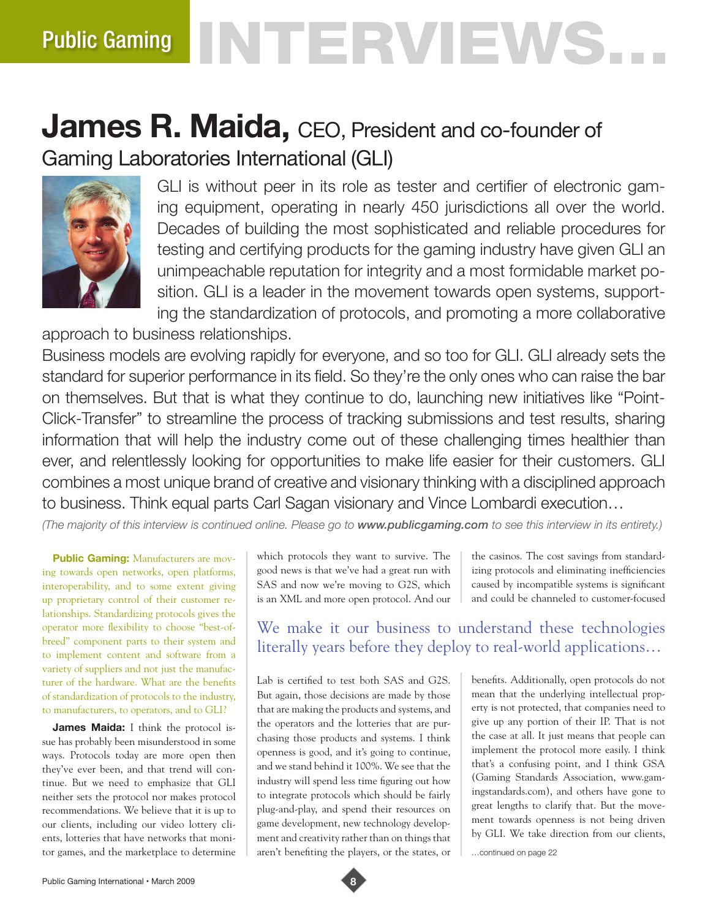# Public Gaming INTERVIEWS…

## James R. Maida, CEO, President and co-founder of Gaming Laboratories International (GLI)

GLI is without peer in its role as tester and certifier of electronic gaming equipment, operating in nearly 450 jurisdictions all over the world. Decades of building the most sophisticated and reliable procedures for testing and certifying products for the gaming industry have given GLI an unimpeachable reputation for integrity and a most formidable market position. GLI is a leader in the movement towards open systems, supporting the standardization of protocols, and promoting a more collaborative approach to business relationships.

Business models are evolving rapidly for everyone, and so too for GLI. GLI already sets the standard for superior performance in its field. So they're the only ones who can raise the bar on themselves. But that is what they continue to do, launching new initiatives like "Point-Click-Transfer" to streamline the process of tracking submissions and test results, sharing information that will help the industry come out of these challenging times healthier than ever, and relentlessly looking for opportunities to make life easier for their customers. GLI combines a most unique brand of creative and visionary thinking with a disciplined approach to business. Think equal parts Carl Sagan visionary and Vince Lombardi execution…

*(The majority of this interview is continued online. Please go to **www.publicgaming.com** to see this interview in its entirety.)*

**Public Gaming:** Manufacturers are moving towards open networks, open platforms, interoperability, and to some extent giving up proprietary control of their customer relationships. Standardizing protocols gives the operator more flexibility to choose "best-of-breed" component parts to their system and to implement content and software from a variety of suppliers and not just the manufacturer of the hardware. What are the benefits of standardization of protocols to the industry, to manufacturers, to operators, and to GLI?

**James Maida:** I think the protocol issue has probably been misunderstood in some ways. Protocols today are more open then they've ever been, and that trend will continue. But we need to emphasize that GLI neither sets the protocol nor makes protocol recommendations. We believe that it is up to our clients, including our video lottery clients, lotteries that have networks that monitor games, and the marketplace to determine which protocols they want to survive. The good news is that we've had a great run with SAS and now we're moving to G2S, which is an XML and more open protocol. And our Lab is certified to test both SAS and G2S. But again, those decisions are made by those that are making the products and systems, and the operators and the lotteries that are purchasing those products and systems. I think openness is good, and it's going to continue, and we stand behind it 100%. We see that the industry will spend less time figuring out how to integrate protocols which should be fairly plug-and-play, and spend their resources on game development, new technology development and creativity rather than on things that aren't benefiting the players, or the states, or the casinos. The cost savings from standardizing protocols and eliminating inefficiencies caused by incompatible systems is significant and could be channeled to customer-focused benefits. Additionally, open protocols do not mean that the underlying intellectual property is not protected, that companies need to give up any portion of their IP. That is not the case at all. It just means that people can implement the protocol more easily. I think that's a confusing point, and I think GSA (Gaming Standards Association, www.gamingstandards.com), and others have gone to great lengths to clarify that. But the movement towards openness is not being driven by GLI. We take direction from our clients,

> We make it our business to understand these technologies literally years before they deploy to real-world applications…

…continued on page 22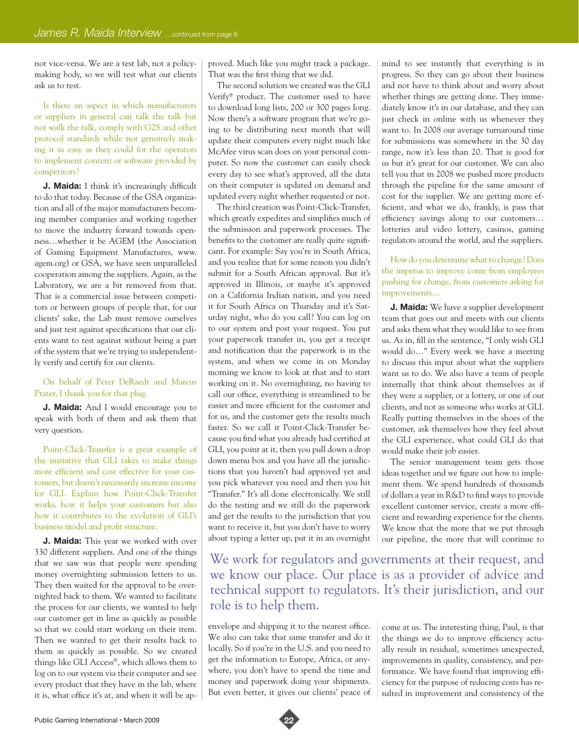not vice-versa. We are a test lab, not a policy-making body, so we will test what our clients ask us to test.

*Is there an aspect in which manufacturers or suppliers in general can talk the talk but not walk the talk, comply with G2S and other protocol standards while not genuinely making it as easy as they could for the operators to implement content or software provided by competitors?*

**J. Maida:** I think it's increasingly difficult to do that today. Because of the GSA organization and all of the major manufacturers becoming member companies and working together to move the industry forward towards openness…whether it be AGEM (the Association of Gaming Equipment Manufactures, www.agem.org) or GSA, we have seen unparalleled cooperation among the suppliers. Again, as the Laboratory, we are a bit removed from that. That is a commercial issue between competitors or between groups of people that, for our clients' sake, the Lab must remove ourselves and just test against specifications that our clients want to test against without being a part of the system that we're trying to independently verify and certify for our clients.

*On behalf of Peter DeRaedt and Marcus Prater, I thank you for that plug.*

**J. Maida:** And I would encourage you to speak with both of them and ask them that very question.

*Point-Click-Transfer is a great example of the initiative that GLI takes to make things more efficient and cost effective for your customers, but doesn't necessarily increase income for GLI. Explain how Point-Click-Transfer works, how it helps your customers but also how it contributes to the evolution of GLI's business model and profit structure.*

**J. Maida:** This year we worked with over 330 different suppliers. And one of the things that we saw was that people were spending money overnighting submission letters to us. They then waited for the approval to be overnighted back to them. We wanted to facilitate the process for our clients, we wanted to help our customer get in line as quickly as possible so that we could start working on their item. Then we wanted to get their results back to them as quickly as possible. So we created things like GLI Access®, which allows them to log on to our system via their computer and see every product that they have in the lab, where it is, what office it's at, and when it will be approved. Much like you might track a package. That was the first thing that we did.

The second solution we created was the GLI Verify® product. The customer used to have to download long lists, 200 or 300 pages long. Now there's a software program that we're going to be distributing next month that will update their computers every night much like McAfee virus scan does on your personal computer. So now the customer can easily check every day to see what's approved, all the data on their computer is updated on demand and updated every night whether requested or not.

The third creation was Point-Click-Transfer, which greatly expedites and simplifies much of the submission and paperwork processes. The benefits to the customer are really quite significant. For example: Say you're in South Africa, and you realize that for some reason you didn't submit for a South African approval. But it's approved in Illinois, or maybe it's approved on a California Indian nation, and you need it for South Africa on Thursday and it's Saturday night, who do you call? You can log on to our system and post your request. You put your paperwork transfer in, you get a receipt and notification that the paperwork is in the system, and when we come in on Monday morning we know to look at that and to start working on it. No overnighting, no having to call our office, everything is streamlined to be easier and more efficient for the customer and for us, and the customer gets the results much faster. So we call it Point-Click-Transfer because you find what you already had certified at GLI, you point at it, then you pull down a drop down menu box and you have all the jurisdictions that you haven't had approved yet and you pick whatever you need and then you hit "Transfer." It's all done electronically. We still do the testing and we still do the paperwork and get the results to the jurisdiction that you want to receive it, but you don't have to worry about typing a letter up, put it in an overnight envelope and shipping it to the nearest office. We also can take that same transfer and do it locally. So if you're in the U.S. and you need to get the information to Europe, Africa, or anywhere, you don't have to spend the time and money and paperwork doing your shipments. But even better, it gives our clients' peace of mind to see instantly that everything is in progress. So they can go about their business and not have to think about and worry about whether things are getting done. They immediately know it's in our database, and they can just check in online with us whenever they want to. In 2008 our average turnaround time for submissions was somewhere in the 30 day range, now it's less than 20. That is good for us but it's great for our customer. We can also tell you that in 2008 we pushed more products through the pipeline for the same amount of cost for the supplier. We are getting more efficient, and what we do, frankly, is pass that efficiency savings along to our customers… lotteries and video lottery, casinos, gaming regulators around the world, and the suppliers.

*How do you determine what to change? Does the impetus to improve come from employees pushing for change, from customers asking for improvements…*

**J. Maida:** We have a supplier development team that goes out and meets with our clients and asks them what they would like to see from us. As in, fill in the sentence, "I only wish GLI would do…" Every week we have a meeting to discuss this input about what the suppliers want us to do. We also have a team of people internally that think about themselves as if they were a supplier, or a lottery, or one of our clients, and not as someone who works at GLI. Really putting themselves in the shoes of the customer, ask themselves how they feel about the GLI experience, what could GLI do that would make their job easier.

The senior management team gets those ideas together and we figure out how to implement them. We spend hundreds of thousands of dollars a year in R&D to find ways to provide excellent customer service, create a more efficient and rewarding experience for the clients. We know that the more that we put through our pipeline, the more that will continue to come at us. The interesting thing, Paul, is that the things we do to improve efficiency actually result in residual, sometimes unexpected, improvements in quality, consistency, and performance. We have found that improving efficiency for the purpose of reducing costs has resulted in improvement and consistency of the

> We work for regulators and governments at their request, and we know our place. Our place is as a provider of advice and technical support to regulators. It's their jurisdiction, and our role is to help them.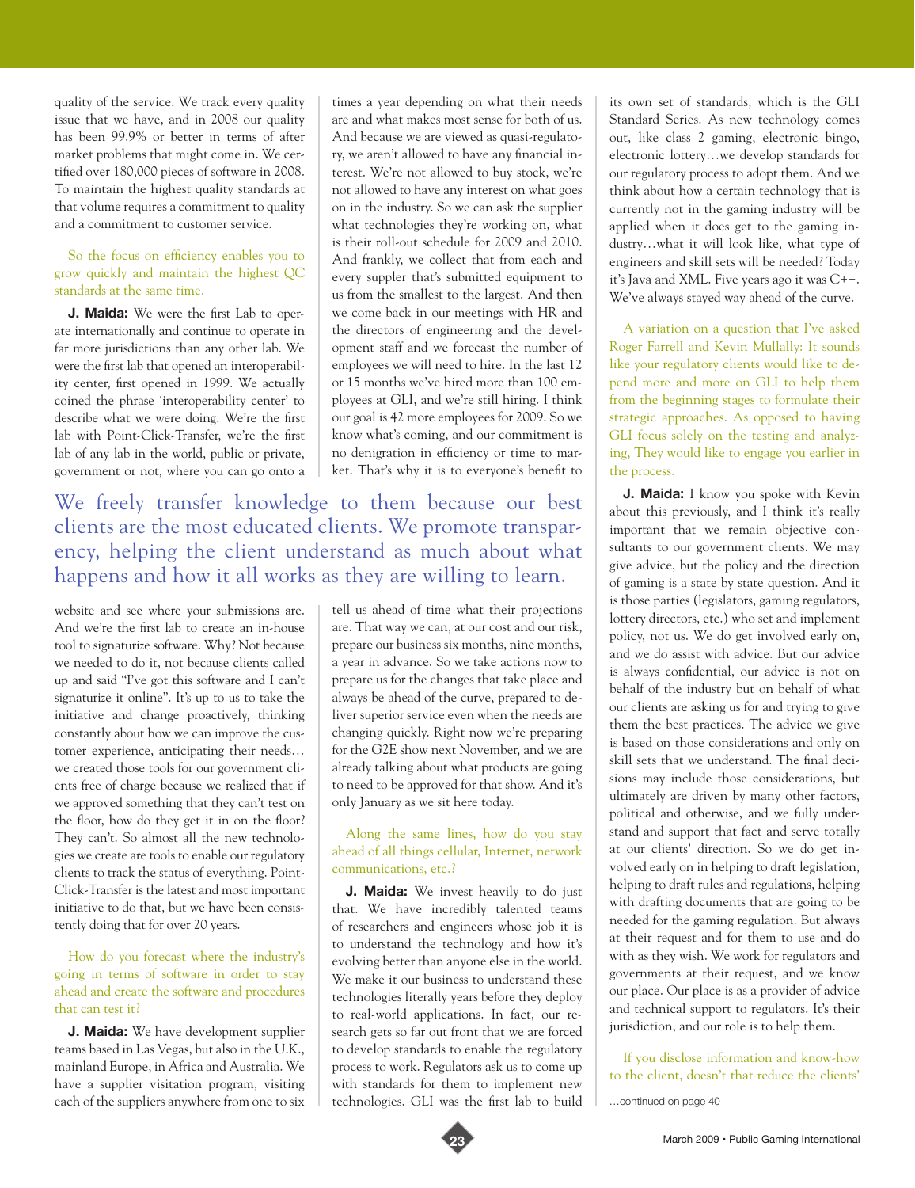quality of the service. We track every quality issue that we have, and in 2008 our quality has been 99.9% or better in terms of after market problems that might come in. We certified over 180,000 pieces of software in 2008. To maintain the highest quality standards at that volume requires a commitment to quality and a commitment to customer service.

*So the focus on efficiency enables you to grow quickly and maintain the highest QC standards at the same time.*

**J. Maida:** We were the first Lab to operate internationally and continue to operate in far more jurisdictions than any other lab. We were the first lab that opened an interoperability center, first opened in 1999. We actually coined the phrase 'interoperability center' to describe what we were doing. We're the first lab with Point-Click-Transfer, we're the first lab of any lab in the world, public or private, government or not, where you can go onto a website and see where your submissions are. And we're the first lab to create an in-house tool to signaturize software. Why? Not because we needed to do it, not because clients called up and said "I've got this software and I can't signaturize it online". It's up to us to take the initiative and change proactively, thinking constantly about how we can improve the customer experience, anticipating their needs… we created those tools for our government clients free of charge because we realized that if we approved something that they can't test on the floor, how do they get it in on the floor? They can't. So almost all the new technologies we create are tools to enable our regulatory clients to track the status of everything. Point-Click-Transfer is the latest and most important initiative to do that, but we have been consistently doing that for over 20 years.

*How do you forecast where the industry's going in terms of software in order to stay ahead and create the software and procedures that can test it?*

**J. Maida:** We have development supplier teams based in Las Vegas, but also in the U.K., mainland Europe, in Africa and Australia. We have a supplier visitation program, visiting each of the suppliers anywhere from one to six times a year depending on what their needs are and what makes most sense for both of us. And because we are viewed as quasi-regulatory, we aren't allowed to have any financial interest. We're not allowed to buy stock, we're not allowed to have any interest on what goes on in the industry. So we can ask the supplier what technologies they're working on, what is their roll-out schedule for 2009 and 2010. And frankly, we collect that from each and every suppler that's submitted equipment to us from the smallest to the largest. And then we come back in our meetings with HR and the directors of engineering and the development staff and we forecast the number of employees we will need to hire. In the last 12 or 15 months we've hired more than 100 employees at GLI, and we're still hiring. I think our goal is 42 more employees for 2009. So we know what's coming, and our commitment is no denigration in efficiency or time to market. That's why it is to everyone's benefit to tell us ahead of time what their projections are. That way we can, at our cost and our risk, prepare our business six months, nine months, a year in advance. So we take actions now to prepare us for the changes that take place and always be ahead of the curve, prepared to deliver superior service even when the needs are changing quickly. Right now we're preparing for the G2E show next November, and we are already talking about what products are going to need to be approved for that show. And it's only January as we sit here today.

> We freely transfer knowledge to them because our best clients are the most educated clients. We promote transparency, helping the client understand as much about what happens and how it all works as they are willing to learn.

*Along the same lines, how do you stay ahead of all things cellular, Internet, network communications, etc.?*

**J. Maida:** We invest heavily to do just that. We have incredibly talented teams of researchers and engineers whose job it is to understand the technology and how it's evolving better than anyone else in the world. We make it our business to understand these technologies literally years before they deploy to real-world applications. In fact, our research gets so far out front that we are forced to develop standards to enable the regulatory process to work. Regulators ask us to come up with standards for them to implement new technologies. GLI was the first lab to build its own set of standards, which is the GLI Standard Series. As new technology comes out, like class 2 gaming, electronic bingo, electronic lottery…we develop standards for our regulatory process to adopt them. And we think about how a certain technology that is currently not in the gaming industry will be applied when it does get to the gaming industry…what it will look like, what type of engineers and skill sets will be needed? Today it's Java and XML. Five years ago it was C++. We've always stayed way ahead of the curve.

*A variation on a question that I've asked Roger Farrell and Kevin Mullally: It sounds like your regulatory clients would like to depend more and more on GLI to help them from the beginning stages to formulate their strategic approaches. As opposed to having GLI focus solely on the testing and analyzing, They would like to engage you earlier in the process.*

**J. Maida:** I know you spoke with Kevin about this previously, and I think it's really important that we remain objective consultants to our government clients. We may give advice, but the policy and the direction of gaming is a state by state question. And it is those parties (legislators, gaming regulators, lottery directors, etc.) who set and implement policy, not us. We do get involved early on, and we do assist with advice. But our advice is always confidential, our advice is not on behalf of the industry but on behalf of what our clients are asking us for and trying to give them the best practices. The advice we give is based on those considerations and only on skill sets that we understand. The final decisions may include those considerations, but ultimately are driven by many other factors, political and otherwise, and we fully understand and support that fact and serve totally at our clients' direction. So we do get involved early on in helping to draft legislation, helping to draft rules and regulations, helping with drafting documents that are going to be needed for the gaming regulation. But always at their request and for them to use and do with as they wish. We work for regulators and governments at their request, and we know our place. Our place is as a provider of advice and technical support to regulators. It's their jurisdiction, and our role is to help them.

*If you disclose information and know-how to the client, doesn't that reduce the clients'*

…continued on page 40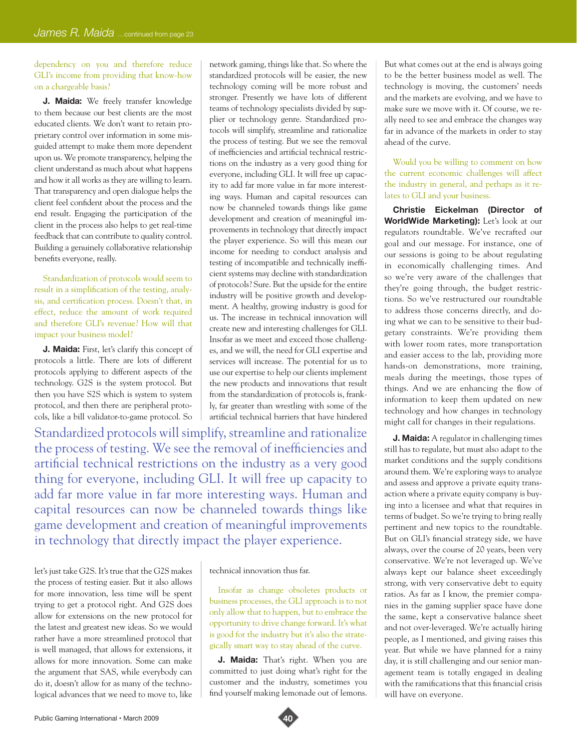dependency on you and therefore reduce GLI's income from providing that know-how on a chargeable basis?

**J. Maida:** We freely transfer knowledge to them because our best clients are the most educated clients. We don't want to retain proprietary control over information in some misguided attempt to make them more dependent upon us. We promote transparency, helping the client understand as much about what happens and how it all works as they are willing to learn. That transparency and open dialogue helps the client feel confident about the process and the end result. Engaging the participation of the client in the process also helps to get real-time feedback that can contribute to quality control. Building a genuinely collaborative relationship benefits everyone, really.

Standardization of protocols would seem to result in a simplification of the testing, analysis, and certification process. Doesn't that, in effect, reduce the amount of work required and therefore GLI's revenue? How will that impact your business model?

**J. Maida:** First, let's clarify this concept of protocols a little. There are lots of different protocols applying to different aspects of the technology. G2S is the system protocol. But then you have S2S which is system to system protocol, and then there are peripheral protocols, like a bill validator-to-game protocol. So let's just take G2S. It's true that the G2S makes the process of testing easier. But it also allows for more innovation, less time will be spent trying to get a protocol right. And G2S does allow for extensions on the new protocol for the latest and greatest new ideas. So we would rather have a more streamlined protocol that is well managed, that allows for extensions, it allows for more innovation. Some can make the argument that SAS, while everybody can do it, doesn't allow for as many of the technological advances that we need to move to, like network gaming, things like that. So where the standardized protocols will be easier, the new technology coming will be more robust and stronger. Presently we have lots of different teams of technology specialists divided by supplier or technology genre. Standardized protocols will simplify, streamline and rationalize the process of testing. But we see the removal of inefficiencies and artificial technical restrictions on the industry as a very good thing for everyone, including GLI. It will free up capacity to add far more value in far more interesting ways. Human and capital resources can now be channeled towards things like game development and creation of meaningful improvements in technology that directly impact the player experience. So will this mean our income for needing to conduct analysis and testing of incompatible and technically inefficient systems may decline with standardization of protocols? Sure. But the upside for the entire industry will be positive growth and development. A healthy, growing industry is good for us. The increase in technical innovation will create new and interesting challenges for GLI. Insofar as we meet and exceed those challenges, and we will, the need for GLI expertise and services will increase. The potential for us to use our expertise to help our clients implement the new products and innovations that result from the standardization of protocols is, frankly, far greater than wrestling with some of the artificial technical barriers that have hindered technical innovation thus far.

> Standardized protocols will simplify, streamline and rationalize the process of testing. We see the removal of inefficiencies and artificial technical restrictions on the industry as a very good thing for everyone, including GLI. It will free up capacity to add far more value in far more interesting ways. Human and capital resources can now be channeled towards things like game development and creation of meaningful improvements in technology that directly impact the player experience.

Insofar as change obsoletes products or business processes, the GLI approach is to not only allow that to happen, but to embrace the opportunity to drive change forward. It's what is good for the industry but it's also the strategically smart way to stay ahead of the curve.

**J. Maida:** That's right. When you are committed to just doing what's right for the customer and the industry, sometimes you find yourself making lemonade out of lemons. But what comes out at the end is always going to be the better business model as well. The technology is moving, the customers' needs and the markets are evolving, and we have to make sure we move with it. Of course, we really need to see and embrace the changes way far in advance of the markets in order to stay ahead of the curve.

Would you be willing to comment on how the current economic challenges will affect the industry in general, and perhaps as it relates to GLI and your business.

**Christie Eickelman (Director of WorldWide Marketing):** Let's look at our regulators roundtable. We've recrafted our goal and our message. For instance, one of our sessions is going to be about regulating in economically challenging times. And so we're very aware of the challenges that they're going through, the budget restrictions. So we've restructured our roundtable to address those concerns directly, and doing what we can to be sensitive to their budgetary constraints. We're providing them with lower room rates, more transportation and easier access to the lab, providing more hands-on demonstrations, more training, meals during the meetings, those types of things. And we are enhancing the flow of information to keep them updated on new technology and how changes in technology might call for changes in their regulations.

**J. Maida:** A regulator in challenging times still has to regulate, but must also adapt to the market conditions and the supply conditions around them. We're exploring ways to analyze and assess and approve a private equity transaction where a private equity company is buying into a licensee and what that requires in terms of budget. So we're trying to bring really pertinent and new topics to the roundtable. But on GLI's financial strategy side, we have always, over the course of 20 years, been very conservative. We're not leveraged up. We've always kept our balance sheet exceedingly strong, with very conservative debt to equity ratios. As far as I know, the premier companies in the gaming supplier space have done the same, kept a conservative balance sheet and not over-leveraged. We're actually hiring people, as I mentioned, and giving raises this year. But while we have planned for a rainy day, it is still challenging and our senior management team is totally engaged in dealing with the ramifications that this financial crisis will have on everyone.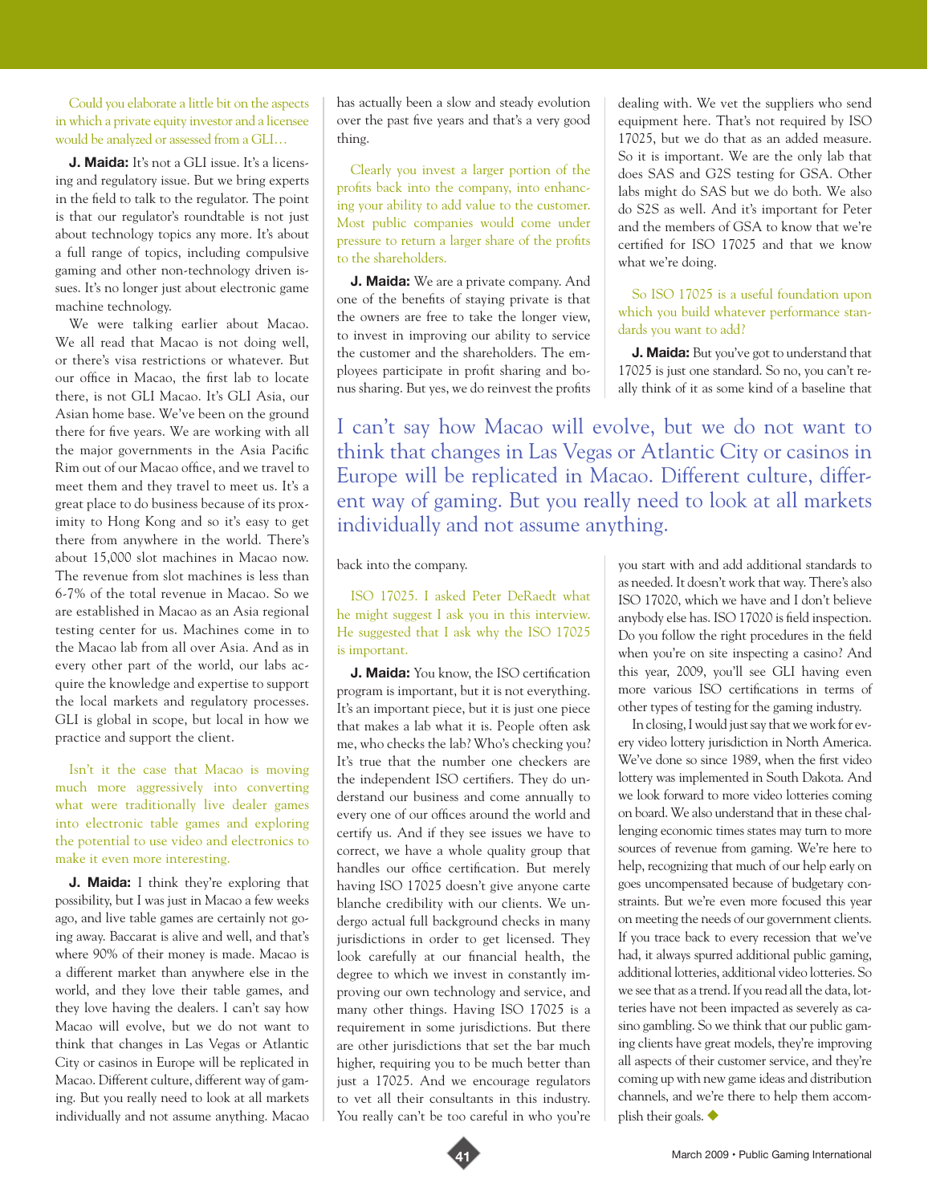Could you elaborate a little bit on the aspects in which a private equity investor and a licensee would be analyzed or assessed from a GLI…

**J. Maida:** It's not a GLI issue. It's a licensing and regulatory issue. But we bring experts in the field to talk to the regulator. The point is that our regulator's roundtable is not just about technology topics any more. It's about a full range of topics, including compulsive gaming and other non-technology driven issues. It's no longer just about electronic game machine technology.

We were talking earlier about Macao. We all read that Macao is not doing well, or there's visa restrictions or whatever. But our office in Macao, the first lab to locate there, is not GLI Macao. It's GLI Asia, our Asian home base. We've been on the ground there for five years. We are working with all the major governments in the Asia Pacific Rim out of our Macao office, and we travel to meet them and they travel to meet us. It's a great place to do business because of its proximity to Hong Kong and so it's easy to get there from anywhere in the world. There's about 15,000 slot machines in Macao now. The revenue from slot machines is less than 6-7% of the total revenue in Macao. So we are established in Macao as an Asia regional testing center for us. Machines come in to the Macao lab from all over Asia. And as in every other part of the world, our labs acquire the knowledge and expertise to support the local markets and regulatory processes. GLI is global in scope, but local in how we practice and support the client.

Isn't it the case that Macao is moving much more aggressively into converting what were traditionally live dealer games into electronic table games and exploring the potential to use video and electronics to make it even more interesting.

**J. Maida:** I think they're exploring that possibility, but I was just in Macao a few weeks ago, and live table games are certainly not going away. Baccarat is alive and well, and that's where 90% of their money is made. Macao is a different market than anywhere else in the world, and they love their table games, and they love having the dealers. I can't say how Macao will evolve, but we do not want to think that changes in Las Vegas or Atlantic City or casinos in Europe will be replicated in Macao. Different culture, different way of gaming. But you really need to look at all markets individually and not assume anything. Macao has actually been a slow and steady evolution over the past five years and that's a very good thing.

Clearly you invest a larger portion of the profits back into the company, into enhancing your ability to add value to the customer. Most public companies would come under pressure to return a larger share of the profits to the shareholders.

**J. Maida:** We are a private company. And one of the benefits of staying private is that the owners are free to take the longer view, to invest in improving our ability to service the customer and the shareholders. The employees participate in profit sharing and bonus sharing. But yes, we do reinvest the profits back into the company.

> I can't say how Macao will evolve, but we do not want to think that changes in Las Vegas or Atlantic City or casinos in Europe will be replicated in Macao. Different culture, different way of gaming. But you really need to look at all markets individually and not assume anything.

ISO 17025. I asked Peter DeRaedt what he might suggest I ask you in this interview. He suggested that I ask why the ISO 17025 is important.

**J. Maida:** You know, the ISO certification program is important, but it is not everything. It's an important piece, but it is just one piece that makes a lab what it is. People often ask me, who checks the lab? Who's checking you? It's true that the number one checkers are the independent ISO certifiers. They do understand our business and come annually to every one of our offices around the world and certify us. And if they see issues we have to correct, we have a whole quality group that handles our office certification. But merely having ISO 17025 doesn't give anyone carte blanche credibility with our clients. We undergo actual full background checks in many jurisdictions in order to get licensed. They look carefully at our financial health, the degree to which we invest in constantly improving our own technology and service, and many other things. Having ISO 17025 is a requirement in some jurisdictions. But there are other jurisdictions that set the bar much higher, requiring you to be much better than just a 17025. And we encourage regulators to vet all their consultants in this industry. You really can't be too careful in who you're dealing with. We vet the suppliers who send equipment here. That's not required by ISO 17025, but we do that as an added measure. So it is important. We are the only lab that does SAS and G2S testing for GSA. Other labs might do SAS but we do both. We also do S2S as well. And it's important for Peter and the members of GSA to know that we're certified for ISO 17025 and that we know what we're doing.

So ISO 17025 is a useful foundation upon which you build whatever performance standards you want to add?

**J. Maida:** But you've got to understand that 17025 is just one standard. So no, you can't really think of it as some kind of a baseline that you start with and add additional standards to as needed. It doesn't work that way. There's also ISO 17020, which we have and I don't believe anybody else has. ISO 17020 is field inspection. Do you follow the right procedures in the field when you're on site inspecting a casino? And this year, 2009, you'll see GLI having even more various ISO certifications in terms of other types of testing for the gaming industry.

In closing, I would just say that we work for every video lottery jurisdiction in North America. We've done so since 1989, when the first video lottery was implemented in South Dakota. And we look forward to more video lotteries coming on board. We also understand that in these challenging economic times states may turn to more sources of revenue from gaming. We're here to help, recognizing that much of our help early on goes uncompensated because of budgetary constraints. But we're even more focused this year on meeting the needs of our government clients. If you trace back to every recession that we've had, it always spurred additional public gaming, additional lotteries, additional video lotteries. So we see that as a trend. If you read all the data, lotteries have not been impacted as severely as casino gambling. So we think that our public gaming clients have great models, they're improving all aspects of their customer service, and they're coming up with new game ideas and distribution channels, and we're there to help them accomplish their goals. ◆